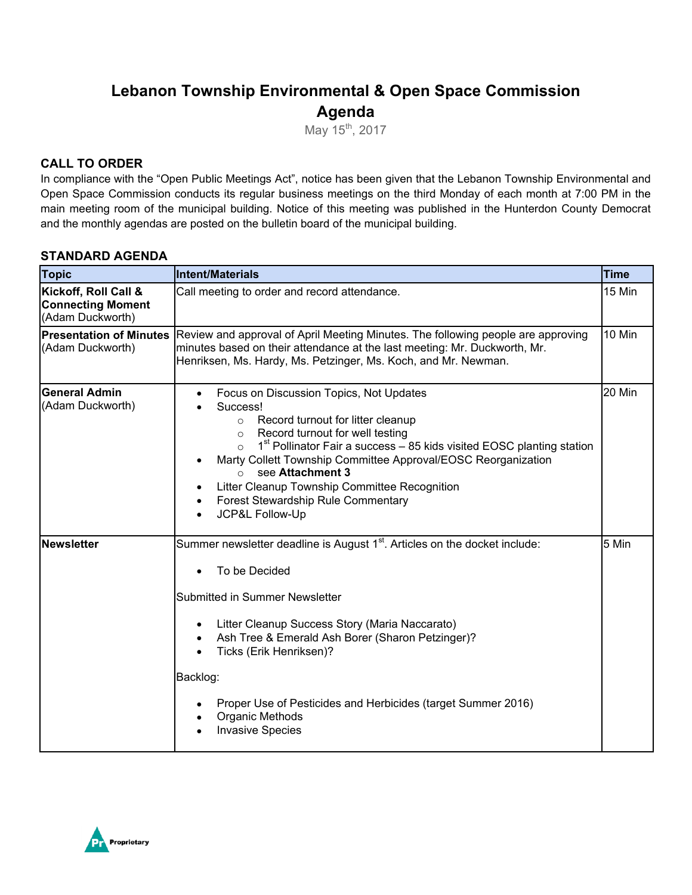# Lebanon Township Environmental & Open Space Commission

# Agenda

May 15th, 2017

## CALL TO ORDER

In compliance with the "Open Public Meetings Act", notice has been given that the Lebanon Township Environmental and Open Space Commission conducts its regular business meetings on the third Monday of each month at 7:00 PM in the main meeting room of the municipal building. Notice of this meeting was published in the Hunterdon County Democrat and the monthly agendas are posted on the bulletin board of the municipal building.

## STANDARD AGENDA

| Topic | Intent/Materials | Time |
|---|---|---|
| **Kickoff, Roll Call & Connecting Moment** (Adam Duckworth) | Call meeting to order and record attendance. | 15 Min |
| **Presentation of Minutes** (Adam Duckworth) | Review and approval of April Meeting Minutes. The following people are approving minutes based on their attendance at the last meeting: Mr. Duckworth, Mr. Henriksen, Ms. Hardy, Ms. Petzinger, Ms. Koch, and Mr. Newman. | 10 Min |
| **General Admin** (Adam Duckworth) | • Focus on Discussion Topics, Not Updates<br>• Success!<br>&nbsp;&nbsp;&nbsp;&nbsp;○ Record turnout for litter cleanup<br>&nbsp;&nbsp;&nbsp;&nbsp;○ Record turnout for well testing<br>&nbsp;&nbsp;&nbsp;&nbsp;○ 1st Pollinator Fair a success – 85 kids visited EOSC planting station<br>• Marty Collett Township Committee Approval/EOSC Reorganization<br>&nbsp;&nbsp;&nbsp;&nbsp;○ see **Attachment 3**<br>• Litter Cleanup Township Committee Recognition<br>• Forest Stewardship Rule Commentary<br>• JCP&L Follow-Up | 20 Min |
| **Newsletter** | Summer newsletter deadline is August 1st. Articles on the docket include:<br><br>• To be Decided<br><br>Submitted in Summer Newsletter<br><br>• Litter Cleanup Success Story (Maria Naccarato)<br>• Ash Tree & Emerald Ash Borer (Sharon Petzinger)?<br>• Ticks (Erik Henriksen)?<br><br>Backlog:<br><br>• Proper Use of Pesticides and Herbicides (target Summer 2016)<br>• Organic Methods<br>• Invasive Species | 5 Min |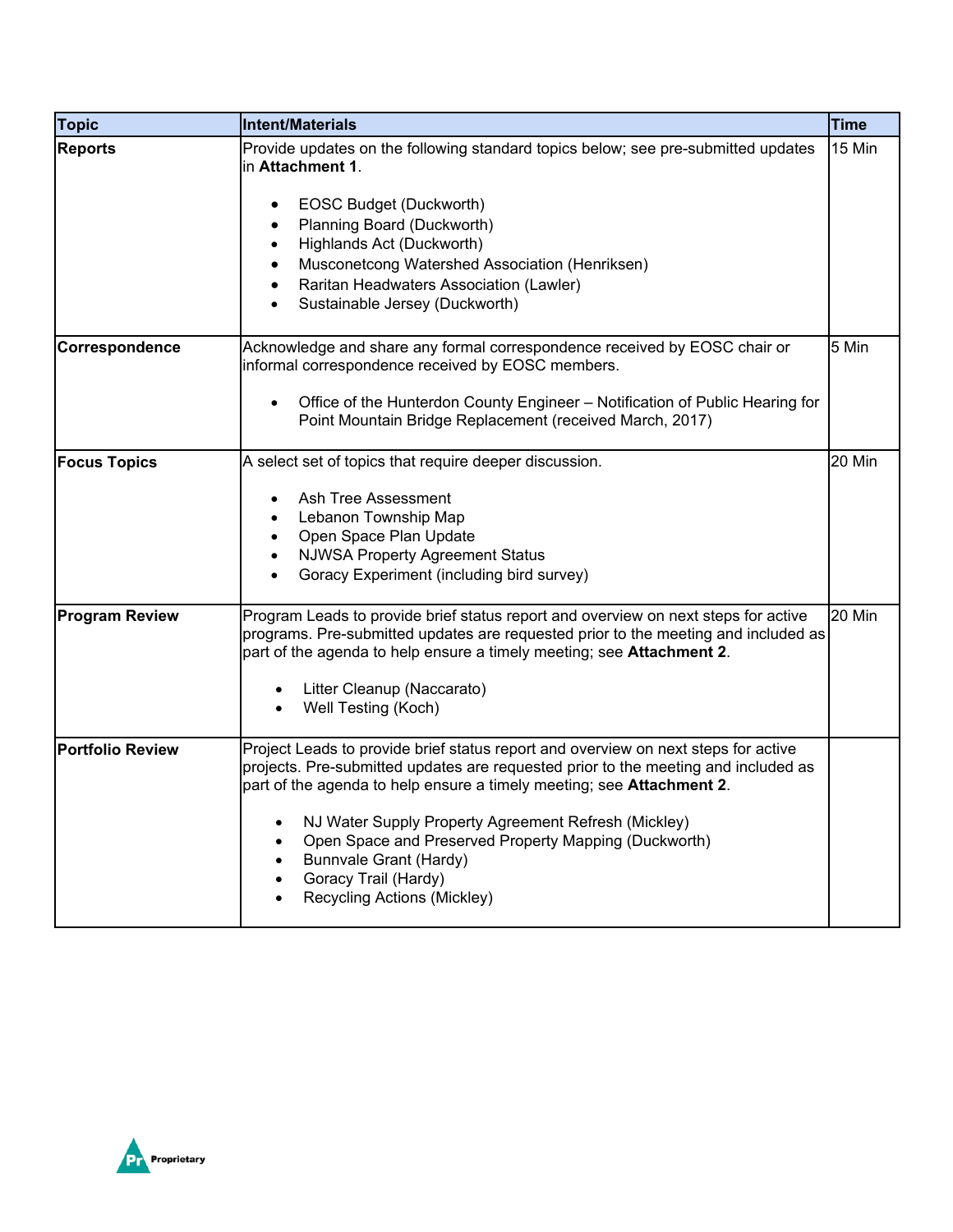| Topic | Intent/Materials | Time |
|---|---|---|
| **Reports** | Provide updates on the following standard topics below; see pre-submitted updates in **Attachment 1**.<br><br>• EOSC Budget (Duckworth)<br>• Planning Board (Duckworth)<br>• Highlands Act (Duckworth)<br>• Musconetcong Watershed Association (Henriksen)<br>• Raritan Headwaters Association (Lawler)<br>• Sustainable Jersey (Duckworth) | 15 Min |
| **Correspondence** | Acknowledge and share any formal correspondence received by EOSC chair or informal correspondence received by EOSC members.<br><br>• Office of the Hunterdon County Engineer – Notification of Public Hearing for Point Mountain Bridge Replacement (received March, 2017) | 5 Min |
| **Focus Topics** | A select set of topics that require deeper discussion.<br><br>• Ash Tree Assessment<br>• Lebanon Township Map<br>• Open Space Plan Update<br>• NJWSA Property Agreement Status<br>• Goracy Experiment (including bird survey) | 20 Min |
| **Program Review** | Program Leads to provide brief status report and overview on next steps for active programs. Pre-submitted updates are requested prior to the meeting and included as part of the agenda to help ensure a timely meeting; see **Attachment 2**.<br><br>• Litter Cleanup (Naccarato)<br>• Well Testing (Koch) | 20 Min |
| **Portfolio Review** | Project Leads to provide brief status report and overview on next steps for active projects. Pre-submitted updates are requested prior to the meeting and included as part of the agenda to help ensure a timely meeting; see **Attachment 2**.<br><br>• NJ Water Supply Property Agreement Refresh (Mickley)<br>• Open Space and Preserved Property Mapping (Duckworth)<br>• Bunnvale Grant (Hardy)<br>• Goracy Trail (Hardy)<br>• Recycling Actions (Mickley) | |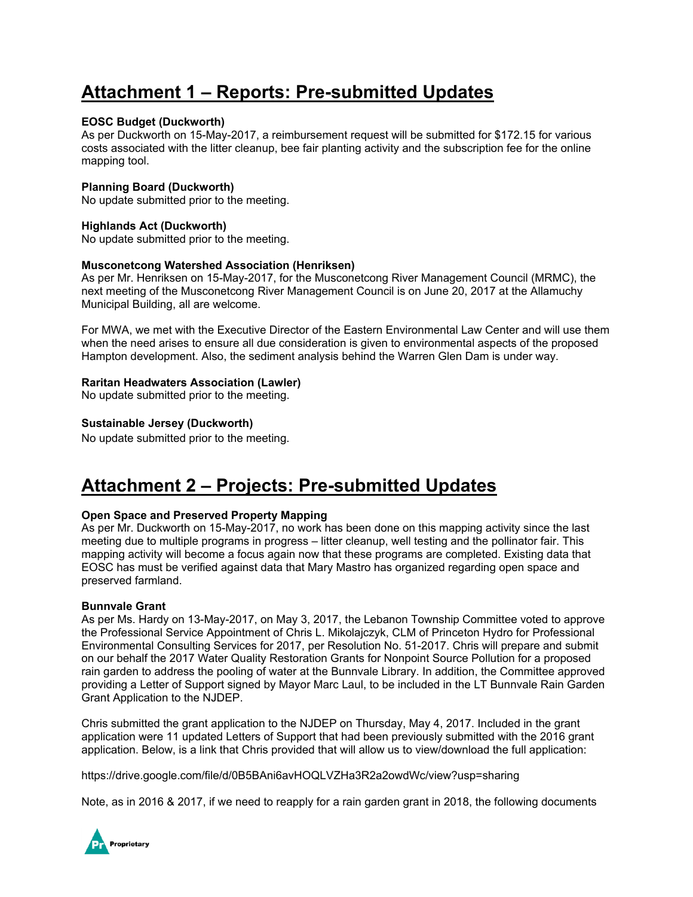# Attachment 1 – Reports: Pre-submitted Updates

**EOSC Budget (Duckworth)**
As per Duckworth on 15-May-2017, a reimbursement request will be submitted for $172.15 for various costs associated with the litter cleanup, bee fair planting activity and the subscription fee for the online mapping tool.

**Planning Board (Duckworth)**
No update submitted prior to the meeting.

**Highlands Act (Duckworth)**
No update submitted prior to the meeting.

**Musconetcong Watershed Association (Henriksen)**
As per Mr. Henriksen on 15-May-2017, for the Musconetcong River Management Council (MRMC), the next meeting of the Musconetcong River Management Council is on June 20, 2017 at the Allamuchy Municipal Building, all are welcome.

For MWA, we met with the Executive Director of the Eastern Environmental Law Center and will use them when the need arises to ensure all due consideration is given to environmental aspects of the proposed Hampton development. Also, the sediment analysis behind the Warren Glen Dam is under way.

**Raritan Headwaters Association (Lawler)**
No update submitted prior to the meeting.

**Sustainable Jersey (Duckworth)**
No update submitted prior to the meeting.

# Attachment 2 – Projects: Pre-submitted Updates

**Open Space and Preserved Property Mapping**
As per Mr. Duckworth on 15-May-2017, no work has been done on this mapping activity since the last meeting due to multiple programs in progress – litter cleanup, well testing and the pollinator fair. This mapping activity will become a focus again now that these programs are completed. Existing data that EOSC has must be verified against data that Mary Mastro has organized regarding open space and preserved farmland.

**Bunnvale Grant**
As per Ms. Hardy on 13-May-2017, on May 3, 2017, the Lebanon Township Committee voted to approve the Professional Service Appointment of Chris L. Mikolajczyk, CLM of Princeton Hydro for Professional Environmental Consulting Services for 2017, per Resolution No. 51-2017. Chris will prepare and submit on our behalf the 2017 Water Quality Restoration Grants for Nonpoint Source Pollution for a proposed rain garden to address the pooling of water at the Bunnvale Library. In addition, the Committee approved providing a Letter of Support signed by Mayor Marc Laul, to be included in the LT Bunnvale Rain Garden Grant Application to the NJDEP.

Chris submitted the grant application to the NJDEP on Thursday, May 4, 2017. Included in the grant application were 11 updated Letters of Support that had been previously submitted with the 2016 grant application. Below, is a link that Chris provided that will allow us to view/download the full application:

https://drive.google.com/file/d/0B5BAni6avHOQLVZHa3R2a2owdWc/view?usp=sharing

Note, as in 2016 & 2017, if we need to reapply for a rain garden grant in 2018, the following documents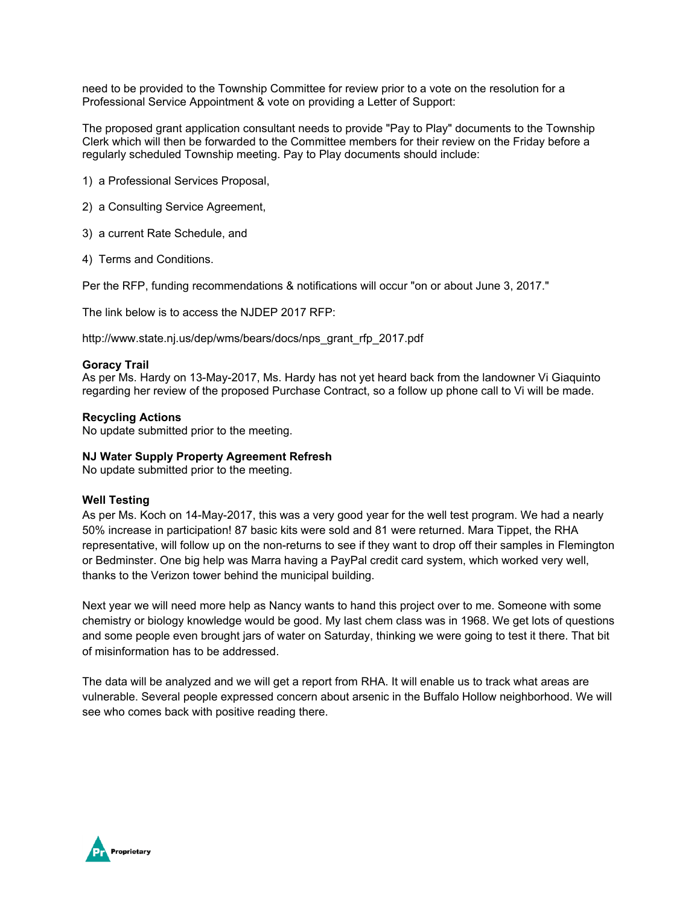need to be provided to the Township Committee for review prior to a vote on the resolution for a Professional Service Appointment & vote on providing a Letter of Support:

The proposed grant application consultant needs to provide "Pay to Play" documents to the Township Clerk which will then be forwarded to the Committee members for their review on the Friday before a regularly scheduled Township meeting. Pay to Play documents should include:

1) a Professional Services Proposal,

2) a Consulting Service Agreement,

3) a current Rate Schedule, and

4) Terms and Conditions.

Per the RFP, funding recommendations & notifications will occur "on or about June 3, 2017."

The link below is to access the NJDEP 2017 RFP:

http://www.state.nj.us/dep/wms/bears/docs/nps_grant_rfp_2017.pdf

**Goracy Trail**
As per Ms. Hardy on 13-May-2017, Ms. Hardy has not yet heard back from the landowner Vi Giaquinto regarding her review of the proposed Purchase Contract, so a follow up phone call to Vi will be made.

**Recycling Actions**
No update submitted prior to the meeting.

**NJ Water Supply Property Agreement Refresh**
No update submitted prior to the meeting.

**Well Testing**
As per Ms. Koch on 14-May-2017, this was a very good year for the well test program. We had a nearly 50% increase in participation! 87 basic kits were sold and 81 were returned. Mara Tippet, the RHA representative, will follow up on the non-returns to see if they want to drop off their samples in Flemington or Bedminster. One big help was Marra having a PayPal credit card system, which worked very well, thanks to the Verizon tower behind the municipal building.

Next year we will need more help as Nancy wants to hand this project over to me. Someone with some chemistry or biology knowledge would be good. My last chem class was in 1968. We get lots of questions and some people even brought jars of water on Saturday, thinking we were going to test it there. That bit of misinformation has to be addressed.

The data will be analyzed and we will get a report from RHA. It will enable us to track what areas are vulnerable. Several people expressed concern about arsenic in the Buffalo Hollow neighborhood. We will see who comes back with positive reading there.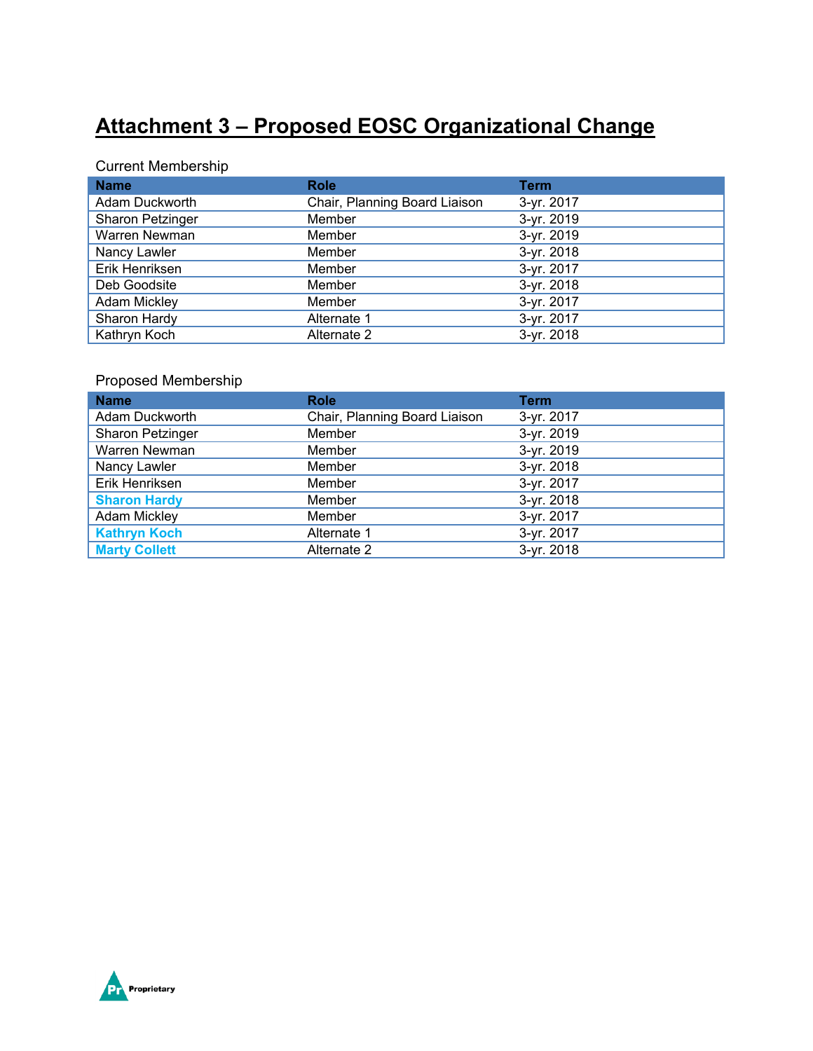# Attachment 3 – Proposed EOSC Organizational Change

Current Membership

| Name | Role | Term |
|---|---|---|
| Adam Duckworth | Chair, Planning Board Liaison | 3-yr. 2017 |
| Sharon Petzinger | Member | 3-yr. 2019 |
| Warren Newman | Member | 3-yr. 2019 |
| Nancy Lawler | Member | 3-yr. 2018 |
| Erik Henriksen | Member | 3-yr. 2017 |
| Deb Goodsite | Member | 3-yr. 2018 |
| Adam Mickley | Member | 3-yr. 2017 |
| Sharon Hardy | Alternate 1 | 3-yr. 2017 |
| Kathryn Koch | Alternate 2 | 3-yr. 2018 |

Proposed Membership

| Name | Role | Term |
|---|---|---|
| Adam Duckworth | Chair, Planning Board Liaison | 3-yr. 2017 |
| Sharon Petzinger | Member | 3-yr. 2019 |
| Warren Newman | Member | 3-yr. 2019 |
| Nancy Lawler | Member | 3-yr. 2018 |
| Erik Henriksen | Member | 3-yr. 2017 |
| **Sharon Hardy** | Member | 3-yr. 2018 |
| Adam Mickley | Member | 3-yr. 2017 |
| **Kathryn Koch** | Alternate 1 | 3-yr. 2017 |
| **Marty Collett** | Alternate 2 | 3-yr. 2018 |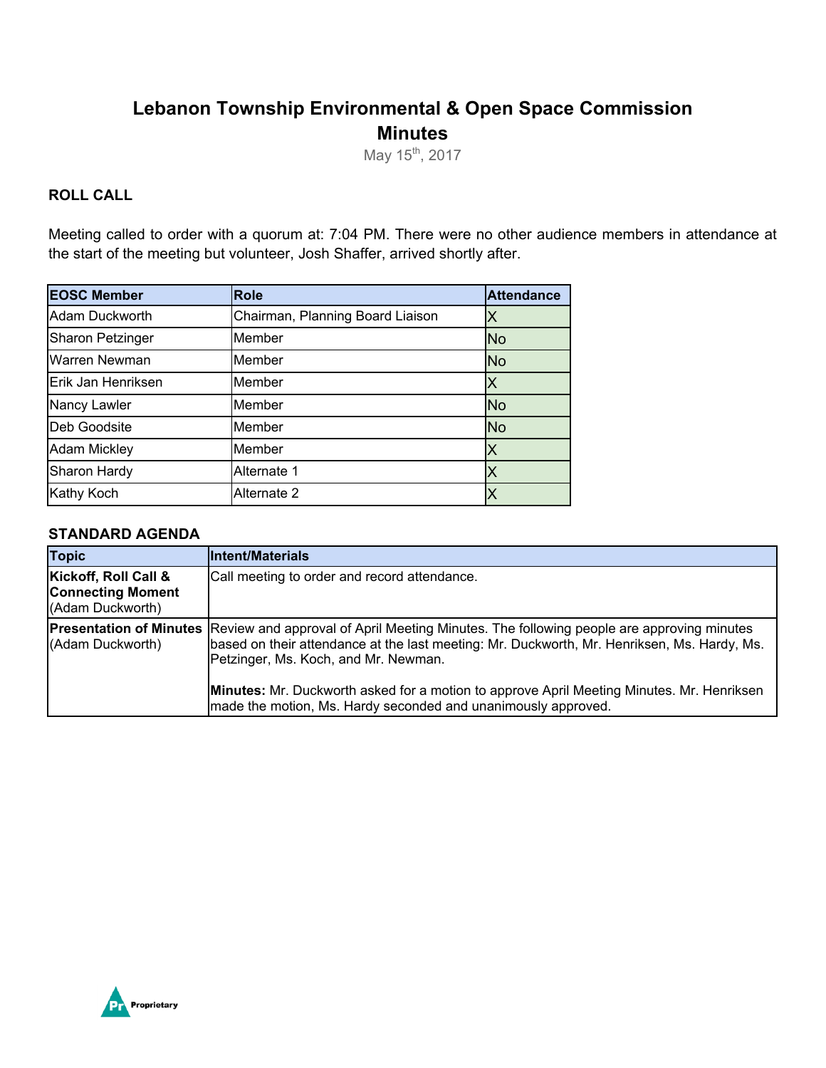# Lebanon Township Environmental & Open Space Commission

## Minutes

May 15th, 2017

### ROLL CALL

Meeting called to order with a quorum at: 7:04 PM. There were no other audience members in attendance at the start of the meeting but volunteer, Josh Shaffer, arrived shortly after.

| EOSC Member | Role | Attendance |
|---|---|---|
| Adam Duckworth | Chairman, Planning Board Liaison | X |
| Sharon Petzinger | Member | No |
| Warren Newman | Member | No |
| Erik Jan Henriksen | Member | X |
| Nancy Lawler | Member | No |
| Deb Goodsite | Member | No |
| Adam Mickley | Member | X |
| Sharon Hardy | Alternate 1 | X |
| Kathy Koch | Alternate 2 | X |

### STANDARD AGENDA

| Topic | Intent/Materials |
|---|---|
| **Kickoff, Roll Call & Connecting Moment** (Adam Duckworth) | Call meeting to order and record attendance. |
| **Presentation of Minutes** (Adam Duckworth) | Review and approval of April Meeting Minutes. The following people are approving minutes based on their attendance at the last meeting: Mr. Duckworth, Mr. Henriksen, Ms. Hardy, Ms. Petzinger, Ms. Koch, and Mr. Newman.<br><br>**Minutes:** Mr. Duckworth asked for a motion to approve April Meeting Minutes. Mr. Henriksen made the motion, Ms. Hardy seconded and unanimously approved. |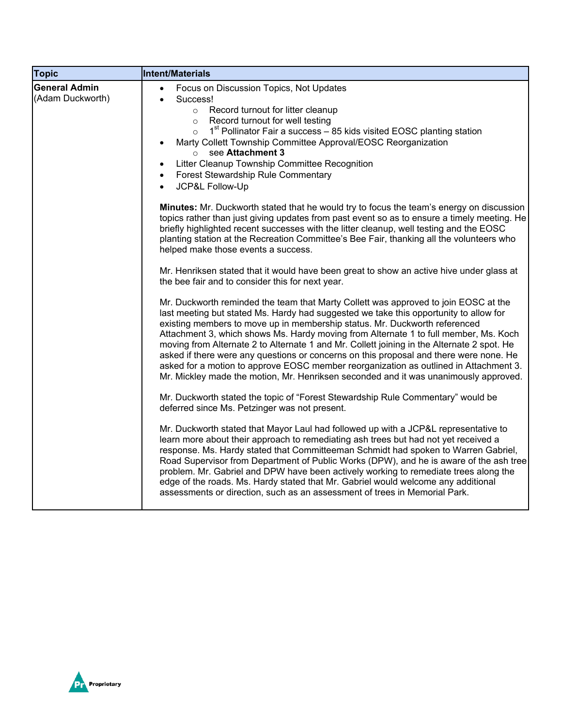| Topic | Intent/Materials |
|---|---|
| **General Admin** (Adam Duckworth) | • Focus on Discussion Topics, Not Updates<br>• Success!<br>  ○ Record turnout for litter cleanup<br>  ○ Record turnout for well testing<br>  ○ 1st Pollinator Fair a success – 85 kids visited EOSC planting station<br>• Marty Collett Township Committee Approval/EOSC Reorganization<br>  ○ see **Attachment 3**<br>• Litter Cleanup Township Committee Recognition<br>• Forest Stewardship Rule Commentary<br>• JCP&L Follow-Up<br><br>**Minutes:** Mr. Duckworth stated that he would try to focus the team's energy on discussion topics rather than just giving updates from past event so as to ensure a timely meeting. He briefly highlighted recent successes with the litter cleanup, well testing and the EOSC planting station at the Recreation Committee's Bee Fair, thanking all the volunteers who helped make those events a success.<br><br>Mr. Henriksen stated that it would have been great to show an active hive under glass at the bee fair and to consider this for next year.<br><br>Mr. Duckworth reminded the team that Marty Collett was approved to join EOSC at the last meeting but stated Ms. Hardy had suggested we take this opportunity to allow for existing members to move up in membership status. Mr. Duckworth referenced Attachment 3, which shows Ms. Hardy moving from Alternate 1 to full member, Ms. Koch moving from Alternate 2 to Alternate 1 and Mr. Collett joining in the Alternate 2 spot. He asked if there were any questions or concerns on this proposal and there were none. He asked for a motion to approve EOSC member reorganization as outlined in Attachment 3. Mr. Mickley made the motion, Mr. Henriksen seconded and it was unanimously approved.<br><br>Mr. Duckworth stated the topic of "Forest Stewardship Rule Commentary" would be deferred since Ms. Petzinger was not present.<br><br>Mr. Duckworth stated that Mayor Laul had followed up with a JCP&L representative to learn more about their approach to remediating ash trees but had not yet received a response. Ms. Hardy stated that Committeeman Schmidt had spoken to Warren Gabriel, Road Supervisor from Department of Public Works (DPW), and he is aware of the ash tree problem. Mr. Gabriel and DPW have been actively working to remediate trees along the edge of the roads. Ms. Hardy stated that Mr. Gabriel would welcome any additional assessments or direction, such as an assessment of trees in Memorial Park. |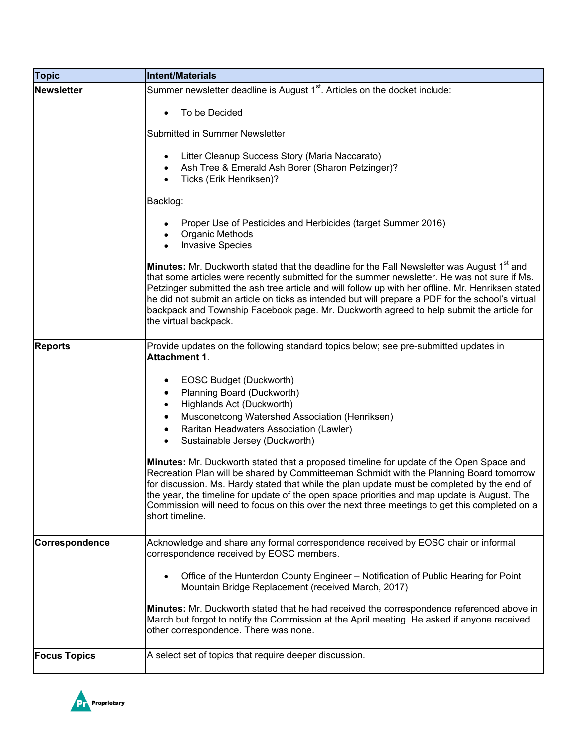| Topic | Intent/Materials |
|---|---|
| **Newsletter** | Summer newsletter deadline is August 1st. Articles on the docket include:<br><br>• To be Decided<br><br>Submitted in Summer Newsletter<br><br>• Litter Cleanup Success Story (Maria Naccarato)<br>• Ash Tree & Emerald Ash Borer (Sharon Petzinger)?<br>• Ticks (Erik Henriksen)?<br><br>Backlog:<br><br>• Proper Use of Pesticides and Herbicides (target Summer 2016)<br>• Organic Methods<br>• Invasive Species<br><br>**Minutes:** Mr. Duckworth stated that the deadline for the Fall Newsletter was August 1st and that some articles were recently submitted for the summer newsletter. He was not sure if Ms. Petzinger submitted the ash tree article and will follow up with her offline. Mr. Henriksen stated he did not submit an article on ticks as intended but will prepare a PDF for the school's virtual backpack and Township Facebook page. Mr. Duckworth agreed to help submit the article for the virtual backpack. |
| **Reports** | Provide updates on the following standard topics below; see pre-submitted updates in **Attachment 1**.<br><br>• EOSC Budget (Duckworth)<br>• Planning Board (Duckworth)<br>• Highlands Act (Duckworth)<br>• Musconetcong Watershed Association (Henriksen)<br>• Raritan Headwaters Association (Lawler)<br>• Sustainable Jersey (Duckworth)<br><br>**Minutes:** Mr. Duckworth stated that a proposed timeline for update of the Open Space and Recreation Plan will be shared by Committeeman Schmidt with the Planning Board tomorrow for discussion. Ms. Hardy stated that while the plan update must be completed by the end of the year, the timeline for update of the open space priorities and map update is August. The Commission will need to focus on this over the next three meetings to get this completed on a short timeline. |
| **Correspondence** | Acknowledge and share any formal correspondence received by EOSC chair or informal correspondence received by EOSC members.<br><br>• Office of the Hunterdon County Engineer – Notification of Public Hearing for Point Mountain Bridge Replacement (received March, 2017)<br><br>**Minutes:** Mr. Duckworth stated that he had received the correspondence referenced above in March but forgot to notify the Commission at the April meeting. He asked if anyone received other correspondence. There was none. |
| **Focus Topics** | A select set of topics that require deeper discussion. |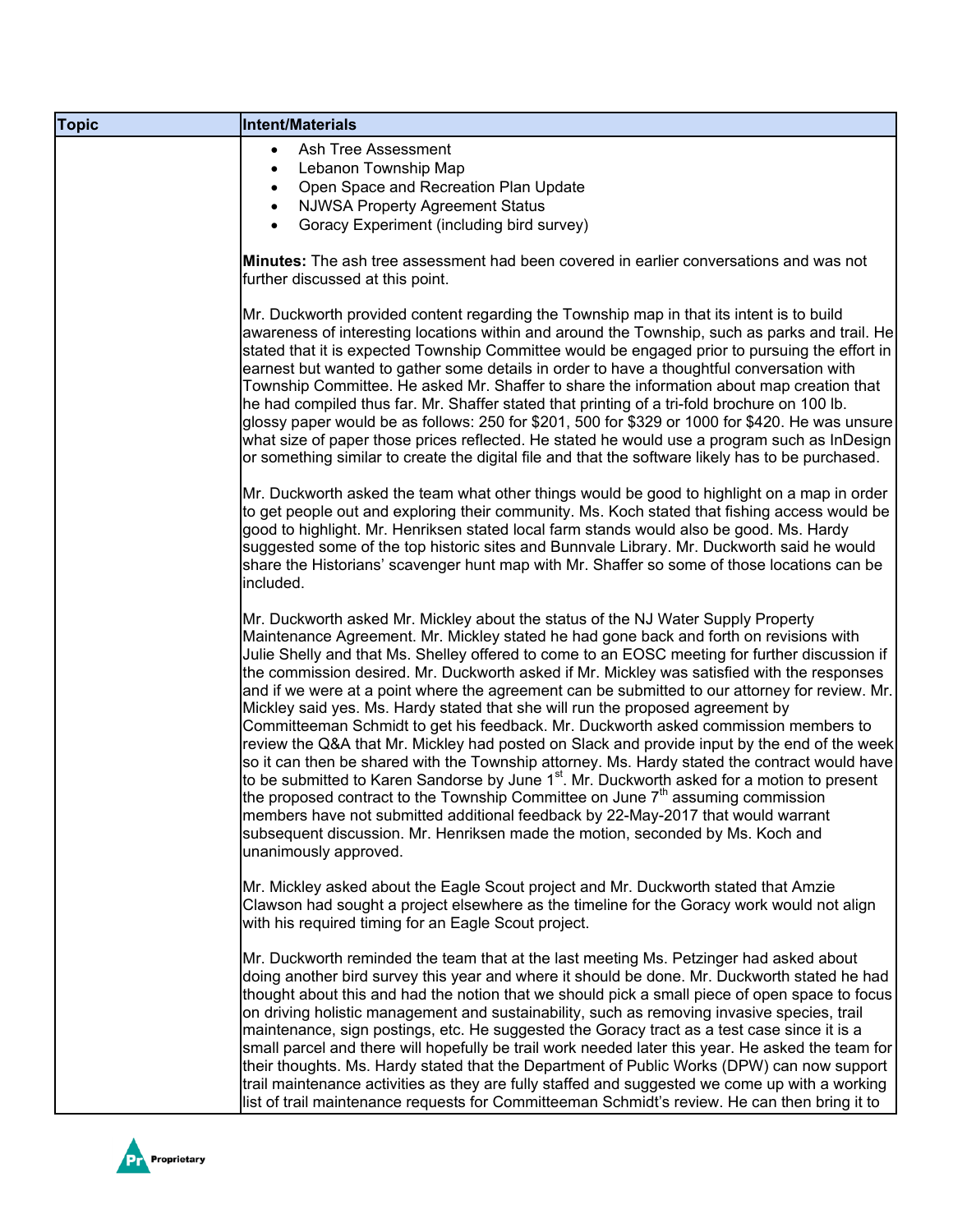| Topic | Intent/Materials |
|---|---|
| | • Ash Tree Assessment<br>• Lebanon Township Map<br>• Open Space and Recreation Plan Update<br>• NJWSA Property Agreement Status<br>• Goracy Experiment (including bird survey)<br><br>**Minutes:** The ash tree assessment had been covered in earlier conversations and was not further discussed at this point.<br><br>Mr. Duckworth provided content regarding the Township map in that its intent is to build awareness of interesting locations within and around the Township, such as parks and trail. He stated that it is expected Township Committee would be engaged prior to pursuing the effort in earnest but wanted to gather some details in order to have a thoughtful conversation with Township Committee. He asked Mr. Shaffer to share the information about map creation that he had compiled thus far. Mr. Shaffer stated that printing of a tri-fold brochure on 100 lb. glossy paper would be as follows: 250 for $201, 500 for $329 or 1000 for $420. He was unsure what size of paper those prices reflected. He stated he would use a program such as InDesign or something similar to create the digital file and that the software likely has to be purchased.<br><br>Mr. Duckworth asked the team what other things would be good to highlight on a map in order to get people out and exploring their community. Ms. Koch stated that fishing access would be good to highlight. Mr. Henriksen stated local farm stands would also be good. Ms. Hardy suggested some of the top historic sites and Bunnvale Library. Mr. Duckworth said he would share the Historians' scavenger hunt map with Mr. Shaffer so some of those locations can be included.<br><br>Mr. Duckworth asked Mr. Mickley about the status of the NJ Water Supply Property Maintenance Agreement. Mr. Mickley stated he had gone back and forth on revisions with Julie Shelly and that Ms. Shelley offered to come to an EOSC meeting for further discussion if the commission desired. Mr. Duckworth asked if Mr. Mickley was satisfied with the responses and if we were at a point where the agreement can be submitted to our attorney for review. Mr. Mickley said yes. Ms. Hardy stated that she will run the proposed agreement by Committeeman Schmidt to get his feedback. Mr. Duckworth asked commission members to review the Q&A that Mr. Mickley had posted on Slack and provide input by the end of the week so it can then be shared with the Township attorney. Ms. Hardy stated the contract would have to be submitted to Karen Sandorse by June 1st. Mr. Duckworth asked for a motion to present the proposed contract to the Township Committee on June 7th assuming commission members have not submitted additional feedback by 22-May-2017 that would warrant subsequent discussion. Mr. Henriksen made the motion, seconded by Ms. Koch and unanimously approved.<br><br>Mr. Mickley asked about the Eagle Scout project and Mr. Duckworth stated that Amzie Clawson had sought a project elsewhere as the timeline for the Goracy work would not align with his required timing for an Eagle Scout project.<br><br>Mr. Duckworth reminded the team that at the last meeting Ms. Petzinger had asked about doing another bird survey this year and where it should be done. Mr. Duckworth stated he had thought about this and had the notion that we should pick a small piece of open space to focus on driving holistic management and sustainability, such as removing invasive species, trail maintenance, sign postings, etc. He suggested the Goracy tract as a test case since it is a small parcel and there will hopefully be trail work needed later this year. He asked the team for their thoughts. Ms. Hardy stated that the Department of Public Works (DPW) can now support trail maintenance activities as they are fully staffed and suggested we come up with a working list of trail maintenance requests for Committeeman Schmidt's review. He can then bring it to |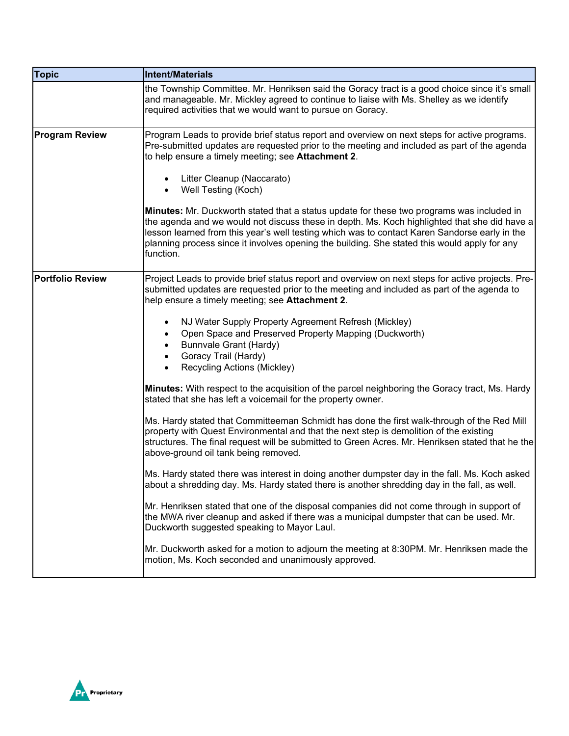| Topic | Intent/Materials |
|---|---|
| | the Township Committee. Mr. Henriksen said the Goracy tract is a good choice since it's small and manageable. Mr. Mickley agreed to continue to liaise with Ms. Shelley as we identify required activities that we would want to pursue on Goracy. |
| **Program Review** | Program Leads to provide brief status report and overview on next steps for active programs. Pre-submitted updates are requested prior to the meeting and included as part of the agenda to help ensure a timely meeting; see **Attachment 2**.<br><br>• Litter Cleanup (Naccarato)<br>• Well Testing (Koch)<br><br>**Minutes:** Mr. Duckworth stated that a status update for these two programs was included in the agenda and we would not discuss these in depth. Ms. Koch highlighted that she did have a lesson learned from this year's well testing which was to contact Karen Sandorse early in the planning process since it involves opening the building. She stated this would apply for any function. |
| **Portfolio Review** | Project Leads to provide brief status report and overview on next steps for active projects. Pre-submitted updates are requested prior to the meeting and included as part of the agenda to help ensure a timely meeting; see **Attachment 2**.<br><br>• NJ Water Supply Property Agreement Refresh (Mickley)<br>• Open Space and Preserved Property Mapping (Duckworth)<br>• Bunnvale Grant (Hardy)<br>• Goracy Trail (Hardy)<br>• Recycling Actions (Mickley)<br><br>**Minutes:** With respect to the acquisition of the parcel neighboring the Goracy tract, Ms. Hardy stated that she has left a voicemail for the property owner.<br><br>Ms. Hardy stated that Committeeman Schmidt has done the first walk-through of the Red Mill property with Quest Environmental and that the next step is demolition of the existing structures. The final request will be submitted to Green Acres. Mr. Henriksen stated that he the above-ground oil tank being removed.<br><br>Ms. Hardy stated there was interest in doing another dumpster day in the fall. Ms. Koch asked about a shredding day. Ms. Hardy stated there is another shredding day in the fall, as well.<br><br>Mr. Henriksen stated that one of the disposal companies did not come through in support of the MWA river cleanup and asked if there was a municipal dumpster that can be used. Mr. Duckworth suggested speaking to Mayor Laul.<br><br>Mr. Duckworth asked for a motion to adjourn the meeting at 8:30PM. Mr. Henriksen made the motion, Ms. Koch seconded and unanimously approved. |